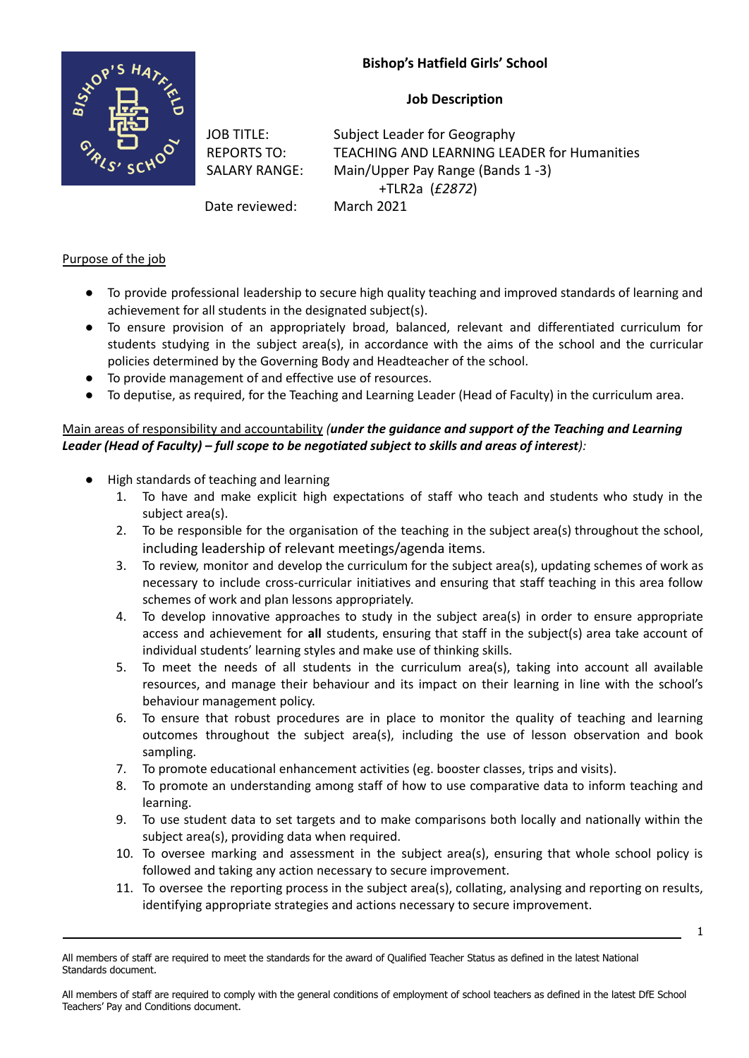**Bishop's Hatfield Girls' School**

**Job Description**

| | |
|---|---|
| JOB TITLE: | Subject Leader for Geography |
| REPORTS TO: | TEACHING AND LEARNING LEADER for Humanities |
| SALARY RANGE: | Main/Upper Pay Range (Bands 1 -3) +TLR2a (*£2872*) |
| Date reviewed: | March 2021 |

Purpose of the job

- To provide professional leadership to secure high quality teaching and improved standards of learning and achievement for all students in the designated subject(s).
- To ensure provision of an appropriately broad, balanced, relevant and differentiated curriculum for students studying in the subject area(s), in accordance with the aims of the school and the curricular policies determined by the Governing Body and Headteacher of the school.
- To provide management of and effective use of resources.
- To deputise, as required, for the Teaching and Learning Leader (Head of Faculty) in the curriculum area.

Main areas of responsibility and accountability *(**under the guidance and support of the Teaching and Learning Leader (Head of Faculty) – full scope to be negotiated subject to skills and areas of interest**):*

- High standards of teaching and learning
    1. To have and make explicit high expectations of staff who teach and students who study in the subject area(s).
    2. To be responsible for the organisation of the teaching in the subject area(s) throughout the school, including leadership of relevant meetings/agenda items.
    3. To review, monitor and develop the curriculum for the subject area(s), updating schemes of work as necessary to include cross-curricular initiatives and ensuring that staff teaching in this area follow schemes of work and plan lessons appropriately.
    4. To develop innovative approaches to study in the subject area(s) in order to ensure appropriate access and achievement for **all** students, ensuring that staff in the subject(s) area take account of individual students' learning styles and make use of thinking skills.
    5. To meet the needs of all students in the curriculum area(s), taking into account all available resources, and manage their behaviour and its impact on their learning in line with the school's behaviour management policy.
    6. To ensure that robust procedures are in place to monitor the quality of teaching and learning outcomes throughout the subject area(s), including the use of lesson observation and book sampling.
    7. To promote educational enhancement activities (eg. booster classes, trips and visits).
    8. To promote an understanding among staff of how to use comparative data to inform teaching and learning.
    9. To use student data to set targets and to make comparisons both locally and nationally within the subject area(s), providing data when required.
    10. To oversee marking and assessment in the subject area(s), ensuring that whole school policy is followed and taking any action necessary to secure improvement.
    11. To oversee the reporting process in the subject area(s), collating, analysing and reporting on results, identifying appropriate strategies and actions necessary to secure improvement.

All members of staff are required to meet the standards for the award of Qualified Teacher Status as defined in the latest National Standards document.

All members of staff are required to comply with the general conditions of employment of school teachers as defined in the latest DfE School Teachers' Pay and Conditions document.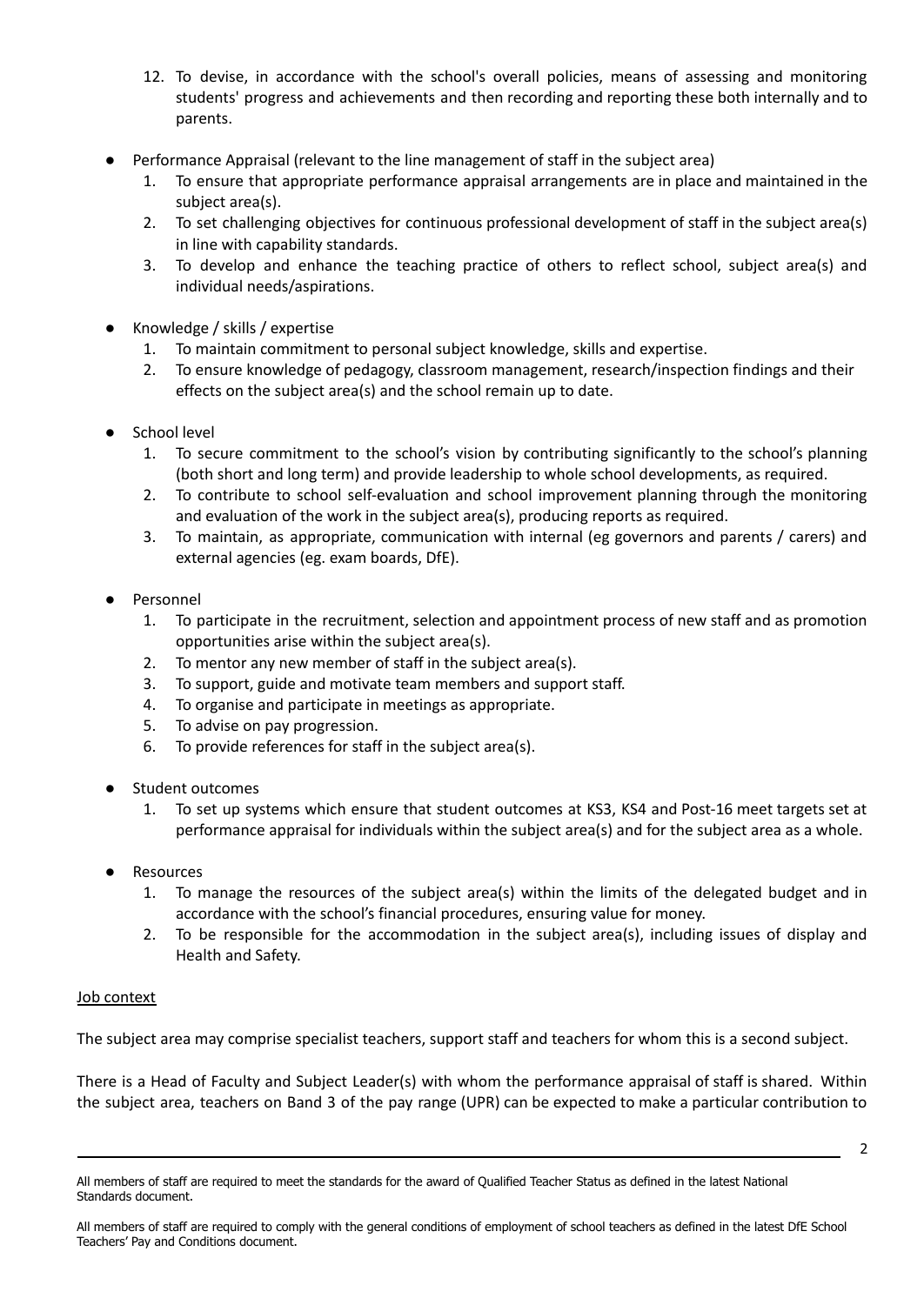12. To devise, in accordance with the school's overall policies, means of assessing and monitoring students' progress and achievements and then recording and reporting these both internally and to parents.

- Performance Appraisal (relevant to the line management of staff in the subject area)
    1. To ensure that appropriate performance appraisal arrangements are in place and maintained in the subject area(s).
    2. To set challenging objectives for continuous professional development of staff in the subject area(s) in line with capability standards.
    3. To develop and enhance the teaching practice of others to reflect school, subject area(s) and individual needs/aspirations.

- Knowledge / skills / expertise
    1. To maintain commitment to personal subject knowledge, skills and expertise.
    2. To ensure knowledge of pedagogy, classroom management, research/inspection findings and their effects on the subject area(s) and the school remain up to date.

- School level
    1. To secure commitment to the school's vision by contributing significantly to the school's planning (both short and long term) and provide leadership to whole school developments, as required.
    2. To contribute to school self-evaluation and school improvement planning through the monitoring and evaluation of the work in the subject area(s), producing reports as required.
    3. To maintain, as appropriate, communication with internal (eg governors and parents / carers) and external agencies (eg. exam boards, DfE).

- Personnel
    1. To participate in the recruitment, selection and appointment process of new staff and as promotion opportunities arise within the subject area(s).
    2. To mentor any new member of staff in the subject area(s).
    3. To support, guide and motivate team members and support staff.
    4. To organise and participate in meetings as appropriate.
    5. To advise on pay progression.
    6. To provide references for staff in the subject area(s).

- Student outcomes
    1. To set up systems which ensure that student outcomes at KS3, KS4 and Post-16 meet targets set at performance appraisal for individuals within the subject area(s) and for the subject area as a whole.

- Resources
    1. To manage the resources of the subject area(s) within the limits of the delegated budget and in accordance with the school's financial procedures, ensuring value for money.
    2. To be responsible for the accommodation in the subject area(s), including issues of display and Health and Safety.

<u>Job context</u>

The subject area may comprise specialist teachers, support staff and teachers for whom this is a second subject.

There is a Head of Faculty and Subject Leader(s) with whom the performance appraisal of staff is shared. Within the subject area, teachers on Band 3 of the pay range (UPR) can be expected to make a particular contribution to

All members of staff are required to meet the standards for the award of Qualified Teacher Status as defined in the latest National Standards document.

All members of staff are required to comply with the general conditions of employment of school teachers as defined in the latest DfE School Teachers' Pay and Conditions document.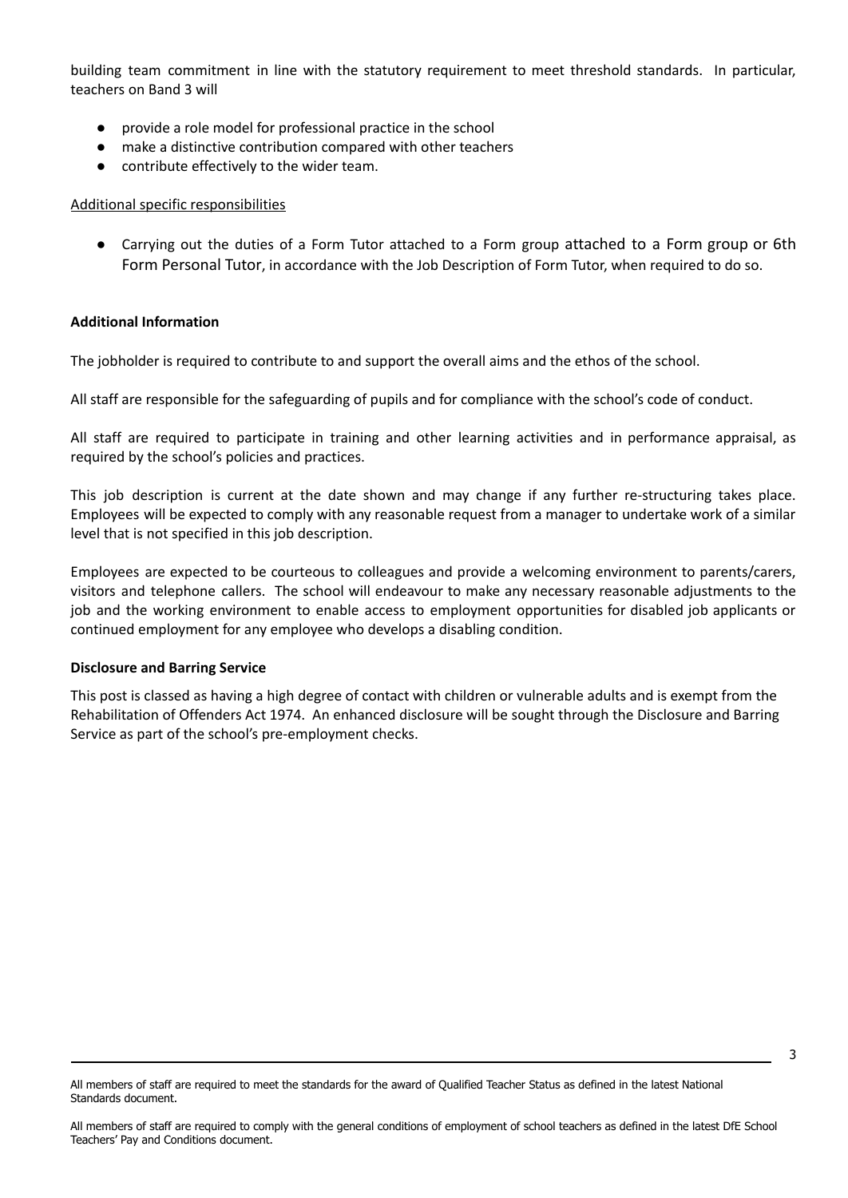building team commitment in line with the statutory requirement to meet threshold standards. In particular, teachers on Band 3 will

- provide a role model for professional practice in the school
- make a distinctive contribution compared with other teachers
- contribute effectively to the wider team.

Additional specific responsibilities

- Carrying out the duties of a Form Tutor attached to a Form group attached to a Form group or 6th Form Personal Tutor, in accordance with the Job Description of Form Tutor, when required to do so.

**Additional Information**

The jobholder is required to contribute to and support the overall aims and the ethos of the school.

All staff are responsible for the safeguarding of pupils and for compliance with the school's code of conduct.

All staff are required to participate in training and other learning activities and in performance appraisal, as required by the school's policies and practices.

This job description is current at the date shown and may change if any further re-structuring takes place. Employees will be expected to comply with any reasonable request from a manager to undertake work of a similar level that is not specified in this job description.

Employees are expected to be courteous to colleagues and provide a welcoming environment to parents/carers, visitors and telephone callers. The school will endeavour to make any necessary reasonable adjustments to the job and the working environment to enable access to employment opportunities for disabled job applicants or continued employment for any employee who develops a disabling condition.

**Disclosure and Barring Service**

This post is classed as having a high degree of contact with children or vulnerable adults and is exempt from the Rehabilitation of Offenders Act 1974. An enhanced disclosure will be sought through the Disclosure and Barring Service as part of the school's pre-employment checks.

All members of staff are required to meet the standards for the award of Qualified Teacher Status as defined in the latest National Standards document.

All members of staff are required to comply with the general conditions of employment of school teachers as defined in the latest DfE School Teachers' Pay and Conditions document.